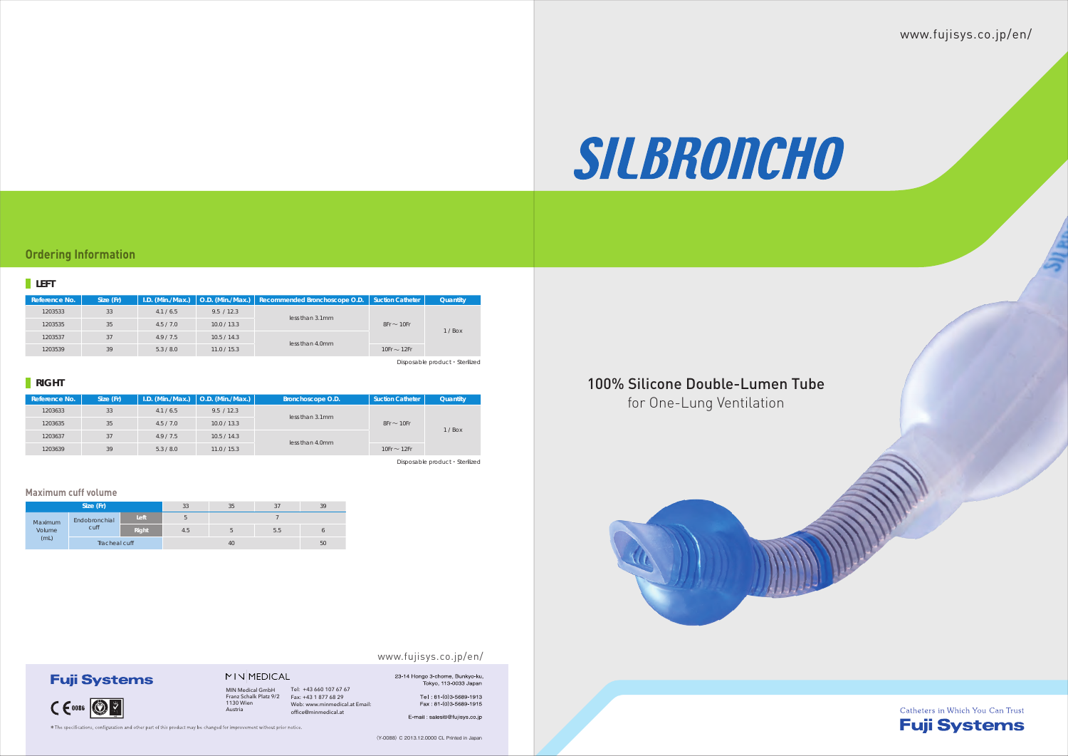# SILBRONCHO

100% Silicone Double-Lumen Tube
for One-Lung Ventilation

www.fujisys.co.jp/en/

## Ordering Information

### LEFT

| Reference No. | Size (Fr) | I.D. (Min./Max.) | O.D. (Min./Max.) | Recommended Bronchoscope O.D. | Suction Catheter | Quantity |
|---|---|---|---|---|---|---|
| 1203533 | 33 | 4.1 / 6.5 | 9.5 / 12.3 | less than 3.1mm | 8Fr ~ 10Fr | 1 / Box |
| 1203535 | 35 | 4.5 / 7.0 | 10.0 / 13.3 | | | |
| 1203537 | 37 | 4.9 / 7.5 | 10.5 / 14.3 | less than 4.0mm | | |
| 1203539 | 39 | 5.3 / 8.0 | 11.0 / 15.3 | | 10Fr ~ 12Fr | |

Disposable product・Sterilized

### RIGHT

| Reference No. | Size (Fr) | I.D. (Min./Max.) | O.D. (Min./Max.) | Bronchoscope O.D. | Suction Catheter | Quantity |
|---|---|---|---|---|---|---|
| 1203633 | 33 | 4.1 / 6.5 | 9.5 / 12.3 | less than 3.1mm | 8Fr ~ 10Fr | 1 / Box |
| 1203635 | 35 | 4.5 / 7.0 | 10.0 / 13.3 | | | |
| 1203637 | 37 | 4.9 / 7.5 | 10.5 / 14.3 | less than 4.0mm | | |
| 1203639 | 39 | 5.3 / 8.0 | 11.0 / 15.3 | | 10Fr ~ 12Fr | |

Disposable product・Sterilized

### Maximum cuff volume

| Size (Fr) | | | 33 | 35 | 37 | 39 |
|---|---|---|---|---|---|---|
| Maximum Volume (mL) | Endobronchial cuff | Left | 5 | 7 | | |
| | | Right | 4.5 | 5 | 5.5 | 6 |
| | Tracheal cuff | | 40 | | | 50 |

www.fujisys.co.jp/en/

**Fuji Systems**

MIN MEDICAL

MIN Medical GmbH
Franz Schalk Platz 9/2
1130 Wien
Austria

Tel: +43 660 107 67 67
Fax: +43 1 877 68 29
Web: www.minmedical.at Email:
office@minmedical.at

23-14 Hongo 3-chome, Bunkyo-ku,
Tokyo, 113-0033 Japan

Tel : 81-(0)3-5689-1913
Fax : 81-(0)3-5689-1915

E-mail : salesitl@fujisys.co.jp

CE 0086

* The specifications, configuration and other part of this product may be changed for improvement without prior notice.

(Y-0088) C 2013.12.0000 CL Printed in Japan

Catheters in Which You Can Trust
**Fuji Systems**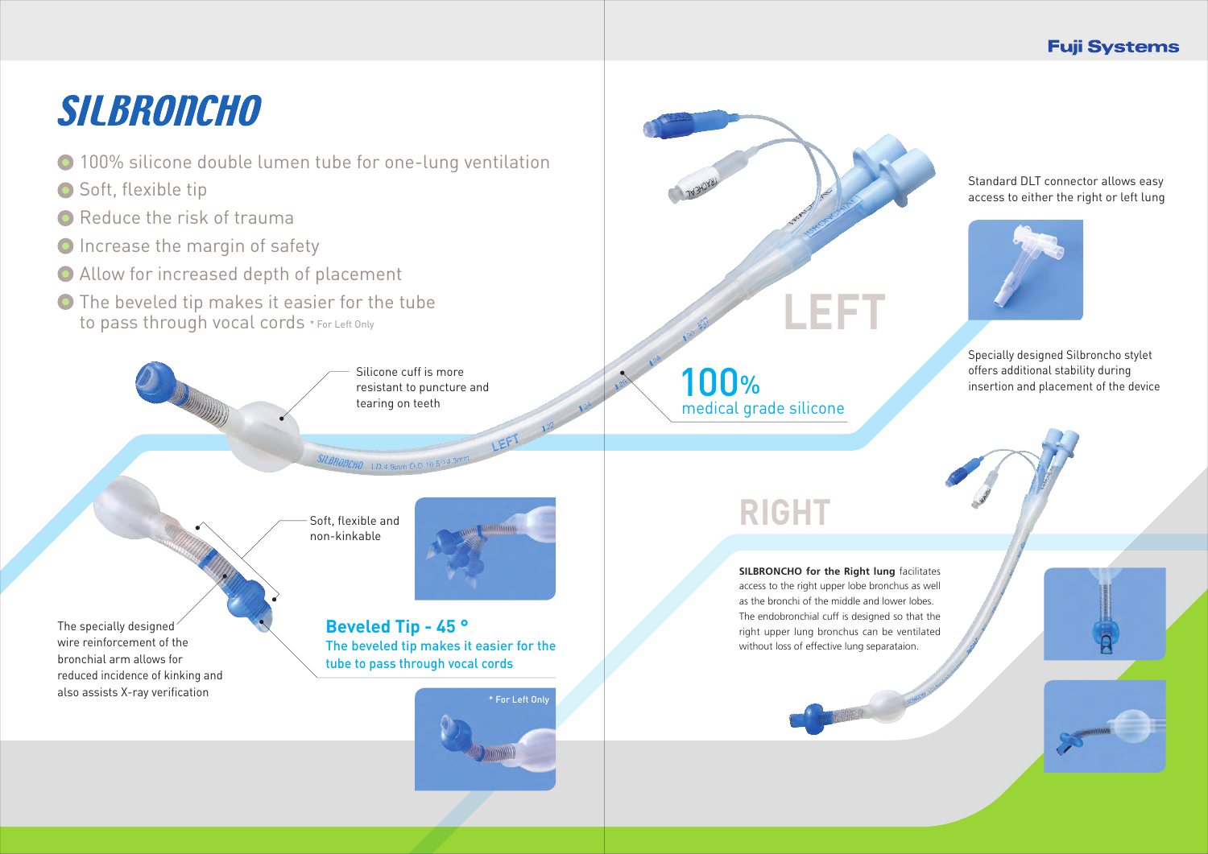# SILBRONCHO

- 100% silicone double lumen tube for one-lung ventilation
- Soft, flexible tip
- Reduce the risk of trauma
- Increase the margin of safety
- Allow for increased depth of placement
- The beveled tip makes it easier for the tube to pass through vocal cords * For Left Only

Silicone cuff is more resistant to puncture and tearing on teeth

Soft, flexible and non-kinkable

The specially designed wire reinforcement of the bronchial arm allows for reduced incidence of kinking and also assists X-ray verification

**Beveled Tip - 45 °**

The beveled tip makes it easier for the tube to pass through vocal cords

* For Left Only

## LEFT

**100%** medical grade silicone

Standard DLT connector allows easy access to either the right or left lung

Specially designed Silbroncho stylet offers additional stability during insertion and placement of the device

## RIGHT

**SILBRONCHO for the Right lung** facilitates access to the right upper lobe bronchus as well as the bronchi of the middle and lower lobes. The endobronchial cuff is designed so that the right upper lung bronchus can be ventilated without loss of effective lung separataion.